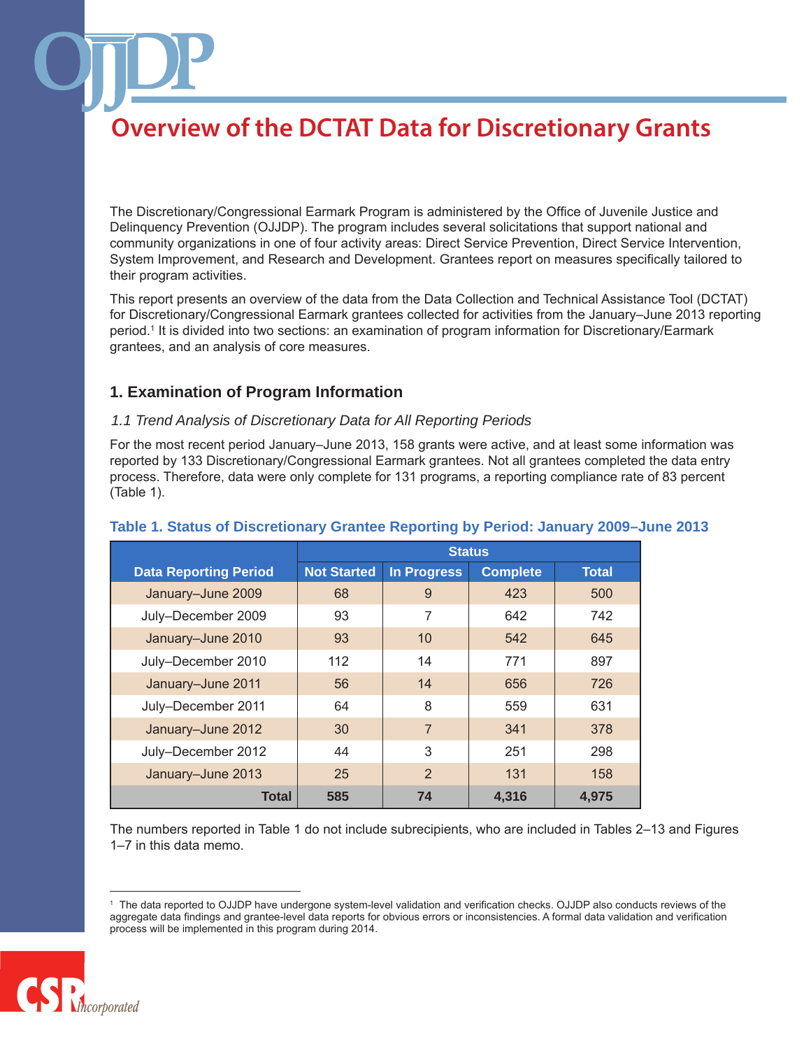# Overview of the DCTAT Data for Discretionary Grants

The Discretionary/Congressional Earmark Program is administered by the Office of Juvenile Justice and Delinquency Prevention (OJJDP). The program includes several solicitations that support national and community organizations in one of four activity areas: Direct Service Prevention, Direct Service Intervention, System Improvement, and Research and Development. Grantees report on measures specifically tailored to their program activities.

This report presents an overview of the data from the Data Collection and Technical Assistance Tool (DCTAT) for Discretionary/Congressional Earmark grantees collected for activities from the January–June 2013 reporting period.[1] It is divided into two sections: an examination of program information for Discretionary/Earmark grantees, and an analysis of core measures.

## 1. Examination of Program Information

### *1.1 Trend Analysis of Discretionary Data for All Reporting Periods*

For the most recent period January–June 2013, 158 grants were active, and at least some information was reported by 133 Discretionary/Congressional Earmark grantees. Not all grantees completed the data entry process. Therefore, data were only complete for 131 programs, a reporting compliance rate of 83 percent (Table 1).

**Table 1. Status of Discretionary Grantee Reporting by Period: January 2009–June 2013**

| | Status | | | |
|---|---|---|---|---|
| **Data Reporting Period** | **Not Started** | **In Progress** | **Complete** | **Total** |
| January–June 2009 | 68 | 9 | 423 | 500 |
| July–December 2009 | 93 | 7 | 642 | 742 |
| January–June 2010 | 93 | 10 | 542 | 645 |
| July–December 2010 | 112 | 14 | 771 | 897 |
| January–June 2011 | 56 | 14 | 656 | 726 |
| July–December 2011 | 64 | 8 | 559 | 631 |
| January–June 2012 | 30 | 7 | 341 | 378 |
| July–December 2012 | 44 | 3 | 251 | 298 |
| January–June 2013 | 25 | 2 | 131 | 158 |
| **Total** | **585** | **74** | **4,316** | **4,975** |

The numbers reported in Table 1 do not include subrecipients, who are included in Tables 2–13 and Figures 1–7 in this data memo.

[1] The data reported to OJJDP have undergone system-level validation and verification checks. OJJDP also conducts reviews of the aggregate data findings and grantee-level data reports for obvious errors or inconsistencies. A formal data validation and verification process will be implemented in this program during 2014.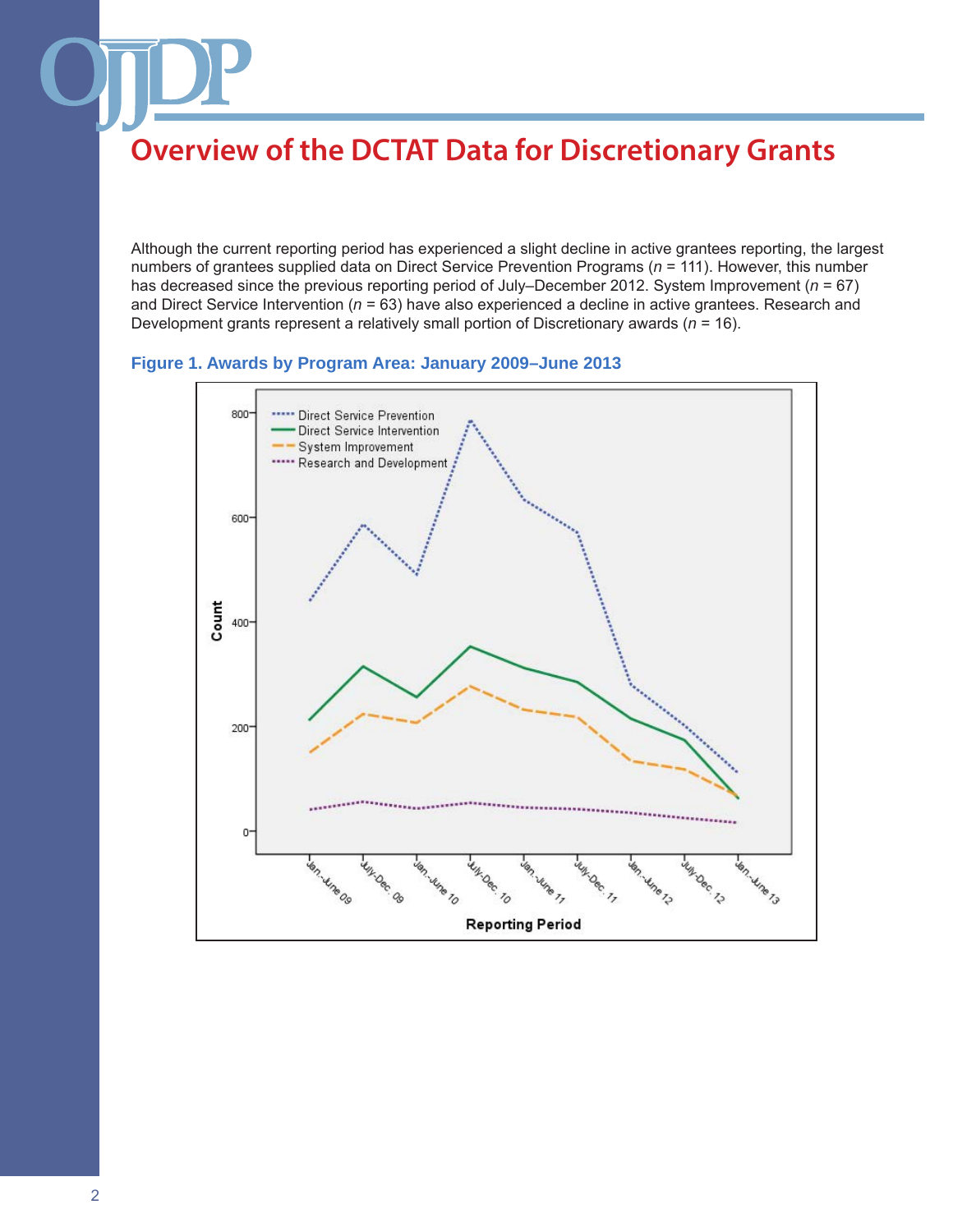# Overview of the DCTAT Data for Discretionary Grants

Although the current reporting period has experienced a slight decline in active grantees reporting, the largest numbers of grantees supplied data on Direct Service Prevention Programs ($n$ = 111). However, this number has decreased since the previous reporting period of July–December 2012. System Improvement ($n$ = 67) and Direct Service Intervention ($n$ = 63) have also experienced a decline in active grantees. Research and Development grants represent a relatively small portion of Discretionary awards ($n$ = 16).

**Figure 1. Awards by Program Area: January 2009–June 2013**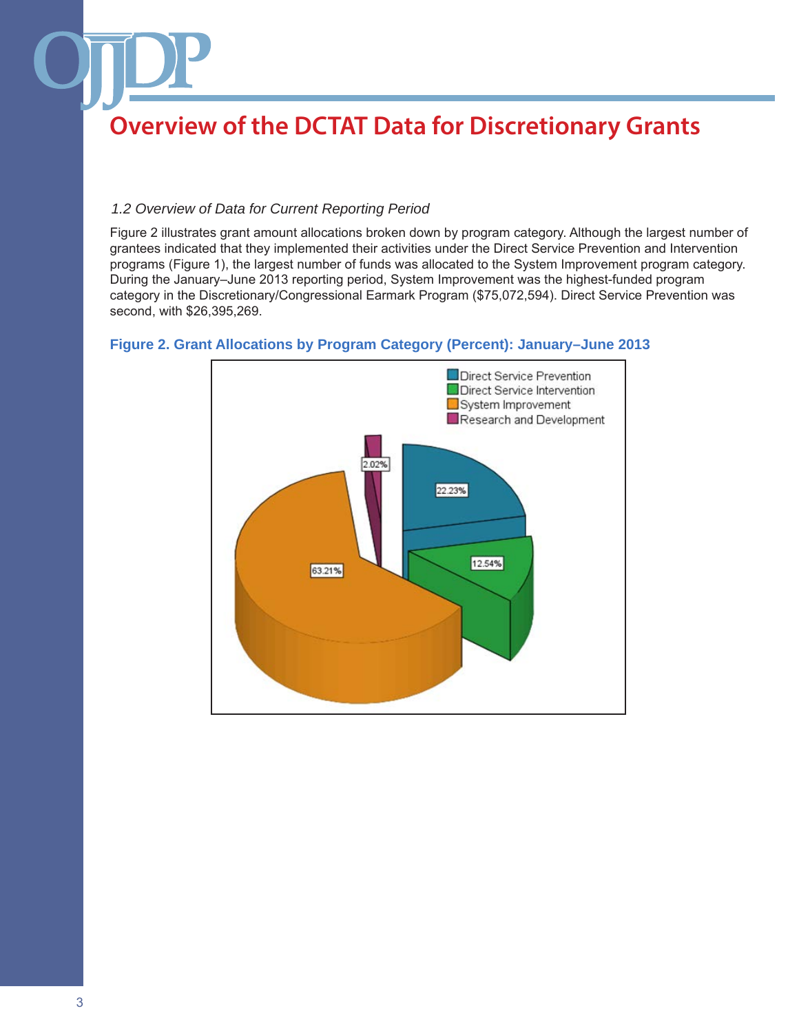# Overview of the DCTAT Data for Discretionary Grants

*1.2 Overview of Data for Current Reporting Period*

Figure 2 illustrates grant amount allocations broken down by program category. Although the largest number of grantees indicated that they implemented their activities under the Direct Service Prevention and Intervention programs (Figure 1), the largest number of funds was allocated to the System Improvement program category. During the January–June 2013 reporting period, System Improvement was the highest-funded program category in the Discretionary/Congressional Earmark Program ($75,072,594). Direct Service Prevention was second, with $26,395,269.

**Figure 2. Grant Allocations by Program Category (Percent): January–June 2013**

| Program Category | Percent |
|---|---|
| Direct Service Prevention | 22.23% |
| Direct Service Intervention | 12.54% |
| System Improvement | 63.21% |
| Research and Development | 2.02% |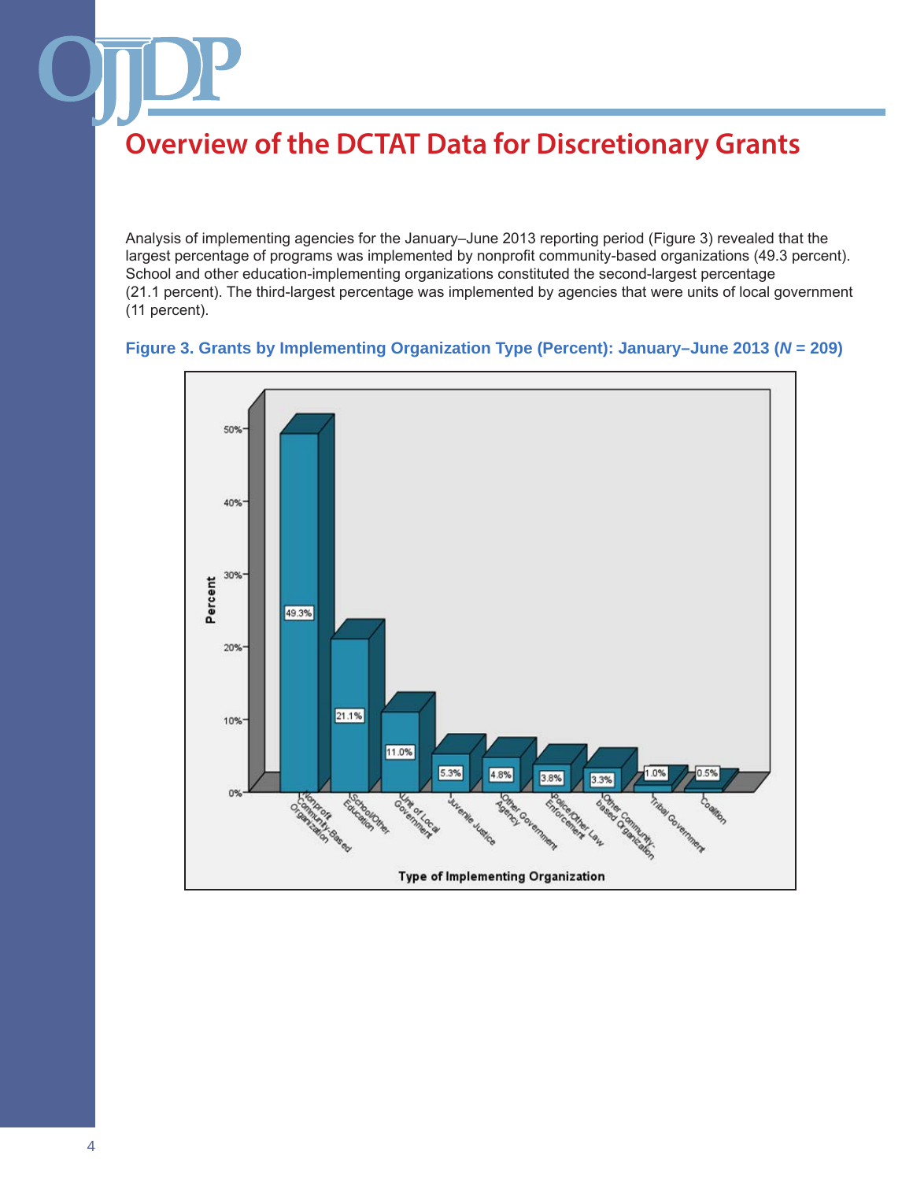# Overview of the DCTAT Data for Discretionary Grants

Analysis of implementing agencies for the January–June 2013 reporting period (Figure 3) revealed that the largest percentage of programs was implemented by nonprofit community-based organizations (49.3 percent). School and other education-implementing organizations constituted the second-largest percentage (21.1 percent). The third-largest percentage was implemented by agencies that were units of local government (11 percent).

**Figure 3. Grants by Implementing Organization Type (Percent): January–June 2013 (*N* = 209)**

| Type of Implementing Organization | Percent |
|---|---|
| Nonprofit Community-Based Organization | 49.3% |
| School/Other Education | 21.1% |
| Unit of Local Government | 11.0% |
| Juvenile Justice | 5.3% |
| Other Government Agency | 4.8% |
| Police/Other Law Enforcement | 3.8% |
| Other Community-based Organization | 3.3% |
| Tribal Government | 1.0% |
| Coalition | 0.5% |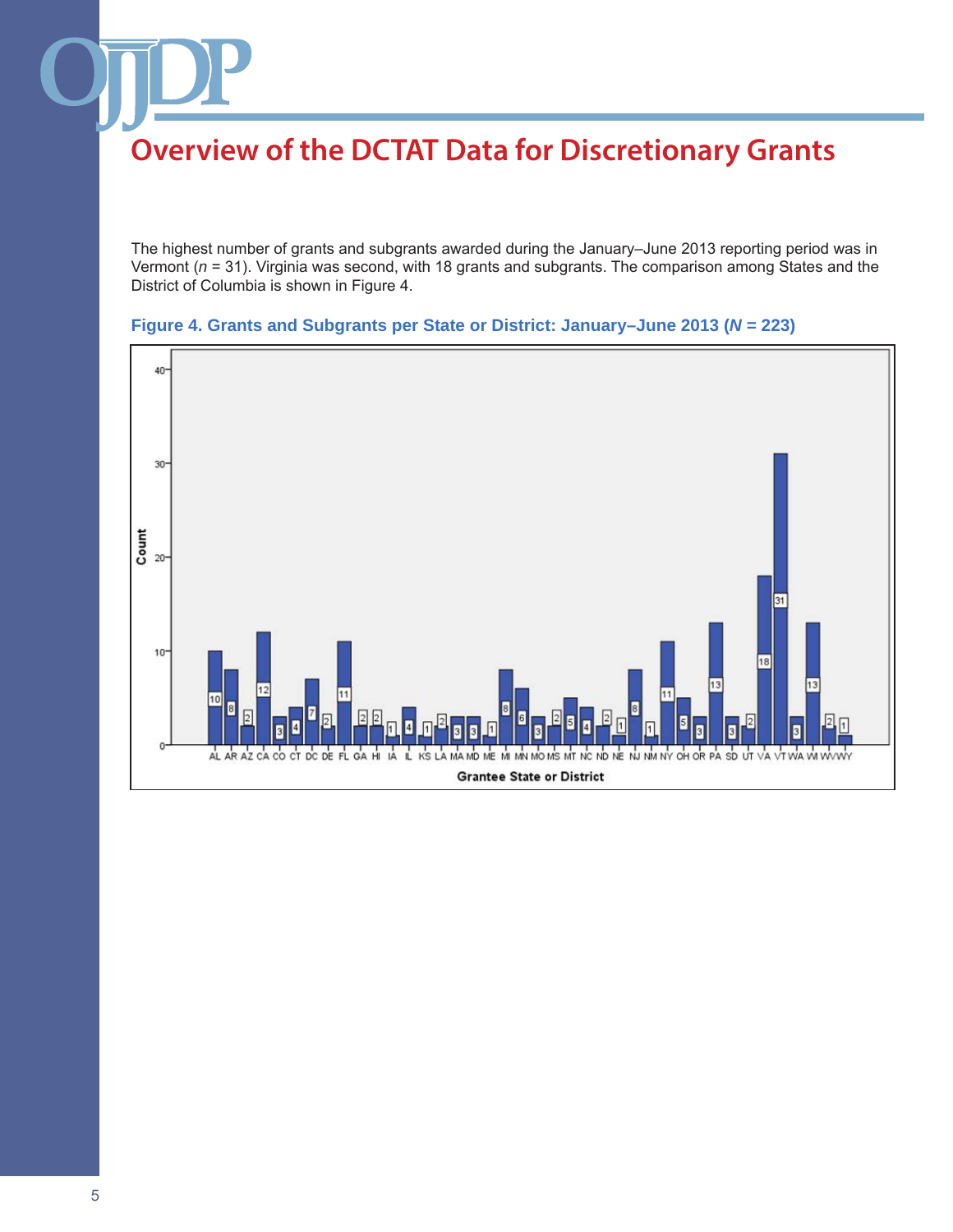# Overview of the DCTAT Data for Discretionary Grants

The highest number of grants and subgrants awarded during the January–June 2013 reporting period was in Vermont (*n* = 31). Virginia was second, with 18 grants and subgrants. The comparison among States and the District of Columbia is shown in Figure 4.

**Figure 4. Grants and Subgrants per State or District: January–June 2013 (*N* = 223)**

| Grantee State or District | Count |
|---|---|
| AL | 10 |
| AR | 8 |
| AZ | 2 |
| CA | 12 |
| CO | 3 |
| CT | 4 |
| DC | 7 |
| DE | 2 |
| FL | 11 |
| GA | 2 |
| HI | 2 |
| IA | 1 |
| IL | 4 |
| KS | 1 |
| LA | 2 |
| MA | 3 |
| MD | 3 |
| ME | 1 |
| MI | 8 |
| MN | 6 |
| MO | 3 |
| MS | 2 |
| MT | 5 |
| NC | 4 |
| ND | 2 |
| NE | 1 |
| NJ | 8 |
| NM | 1 |
| NY | 11 |
| OH | 5 |
| OR | 3 |
| PA | 13 |
| SD | 3 |
| UT | 2 |
| VA | 18 |
| VT | 31 |
| WA | 3 |
| WI | 13 |
| WV | 2 |
| WY | 1 |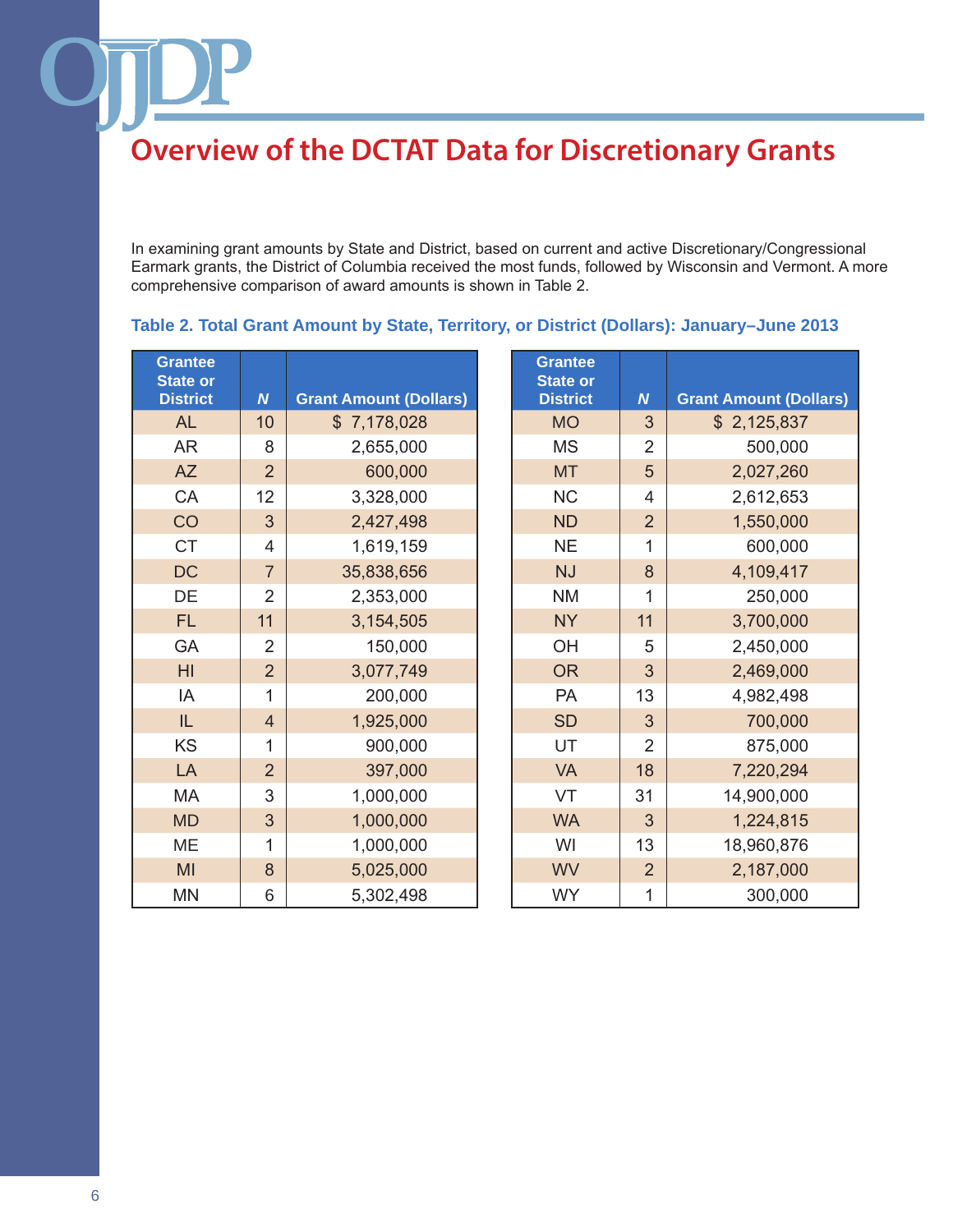# Overview of the DCTAT Data for Discretionary Grants

In examining grant amounts by State and District, based on current and active Discretionary/Congressional Earmark grants, the District of Columbia received the most funds, followed by Wisconsin and Vermont. A more comprehensive comparison of award amounts is shown in Table 2.

### Table 2. Total Grant Amount by State, Territory, or District (Dollars): January–June 2013

| Grantee State or District | *N* | Grant Amount (Dollars) |
|---|---|---|
| AL | 10 | $ 7,178,028 |
| AR | 8 | 2,655,000 |
| AZ | 2 | 600,000 |
| CA | 12 | 3,328,000 |
| CO | 3 | 2,427,498 |
| CT | 4 | 1,619,159 |
| DC | 7 | 35,838,656 |
| DE | 2 | 2,353,000 |
| FL | 11 | 3,154,505 |
| GA | 2 | 150,000 |
| HI | 2 | 3,077,749 |
| IA | 1 | 200,000 |
| IL | 4 | 1,925,000 |
| KS | 1 | 900,000 |
| LA | 2 | 397,000 |
| MA | 3 | 1,000,000 |
| MD | 3 | 1,000,000 |
| ME | 1 | 1,000,000 |
| MI | 8 | 5,025,000 |
| MN | 6 | 5,302,498 |
| MO | 3 | $ 2,125,837 |
| MS | 2 | 500,000 |
| MT | 5 | 2,027,260 |
| NC | 4 | 2,612,653 |
| ND | 2 | 1,550,000 |
| NE | 1 | 600,000 |
| NJ | 8 | 4,109,417 |
| NM | 1 | 250,000 |
| NY | 11 | 3,700,000 |
| OH | 5 | 2,450,000 |
| OR | 3 | 2,469,000 |
| PA | 13 | 4,982,498 |
| SD | 3 | 700,000 |
| UT | 2 | 875,000 |
| VA | 18 | 7,220,294 |
| VT | 31 | 14,900,000 |
| WA | 3 | 1,224,815 |
| WI | 13 | 18,960,876 |
| WV | 2 | 2,187,000 |
| WY | 1 | 300,000 |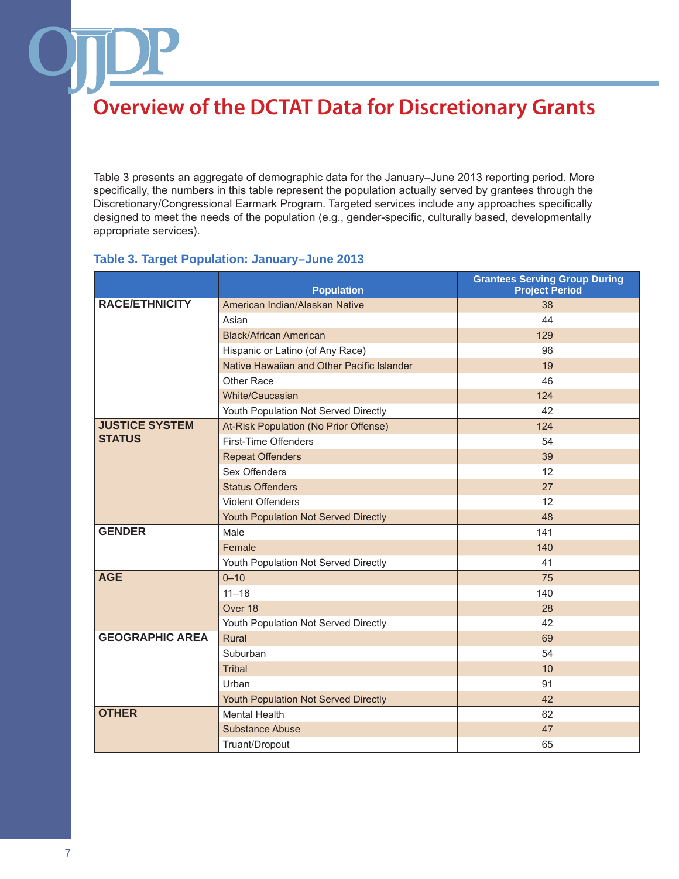# Overview of the DCTAT Data for Discretionary Grants

Table 3 presents an aggregate of demographic data for the January–June 2013 reporting period. More specifically, the numbers in this table represent the population actually served by grantees through the Discretionary/Congressional Earmark Program. Targeted services include any approaches specifically designed to meet the needs of the population (e.g., gender-specific, culturally based, developmentally appropriate services).

### Table 3. Target Population: January–June 2013

| | Population | Grantees Serving Group During Project Period |
|---|---|---|
| **RACE/ETHNICITY** | American Indian/Alaskan Native | 38 |
| | Asian | 44 |
| | Black/African American | 129 |
| | Hispanic or Latino (of Any Race) | 96 |
| | Native Hawaiian and Other Pacific Islander | 19 |
| | Other Race | 46 |
| | White/Caucasian | 124 |
| | Youth Population Not Served Directly | 42 |
| **JUSTICE SYSTEM STATUS** | At-Risk Population (No Prior Offense) | 124 |
| | First-Time Offenders | 54 |
| | Repeat Offenders | 39 |
| | Sex Offenders | 12 |
| | Status Offenders | 27 |
| | Violent Offenders | 12 |
| | Youth Population Not Served Directly | 48 |
| **GENDER** | Male | 141 |
| | Female | 140 |
| | Youth Population Not Served Directly | 41 |
| **AGE** | 0–10 | 75 |
| | 11–18 | 140 |
| | Over 18 | 28 |
| | Youth Population Not Served Directly | 42 |
| **GEOGRAPHIC AREA** | Rural | 69 |
| | Suburban | 54 |
| | Tribal | 10 |
| | Urban | 91 |
| | Youth Population Not Served Directly | 42 |
| **OTHER** | Mental Health | 62 |
| | Substance Abuse | 47 |
| | Truant/Dropout | 65 |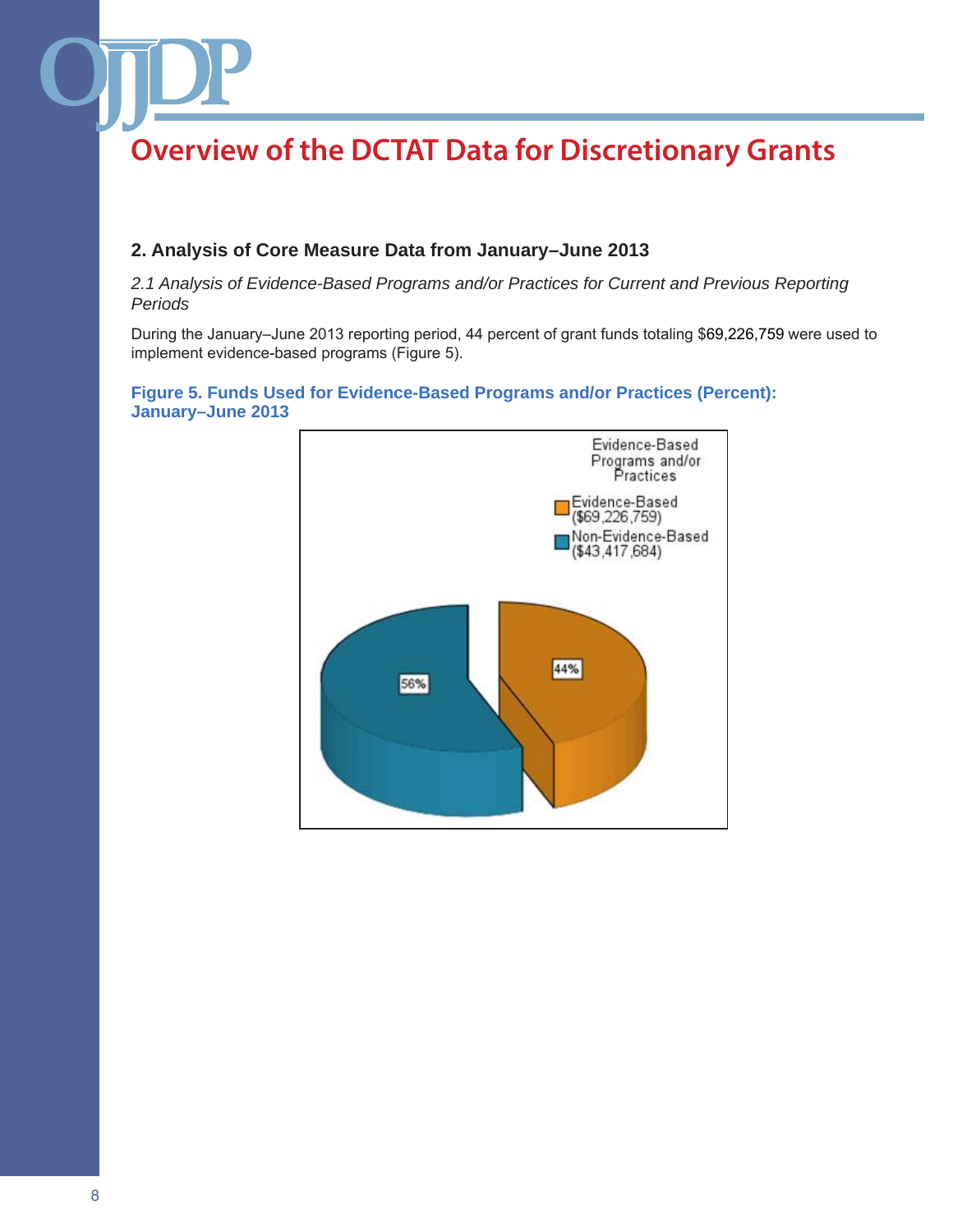# Overview of the DCTAT Data for Discretionary Grants

## 2. Analysis of Core Measure Data from January–June 2013

*2.1 Analysis of Evidence-Based Programs and/or Practices for Current and Previous Reporting Periods*

During the January–June 2013 reporting period, 44 percent of grant funds totaling $69,226,759 were used to implement evidence-based programs (Figure 5).

**Figure 5. Funds Used for Evidence-Based Programs and/or Practices (Percent): January–June 2013**

Evidence-Based Programs and/or Practices

- Evidence-Based ($69,226,759): 44%
- Non-Evidence-Based ($43,417,684): 56%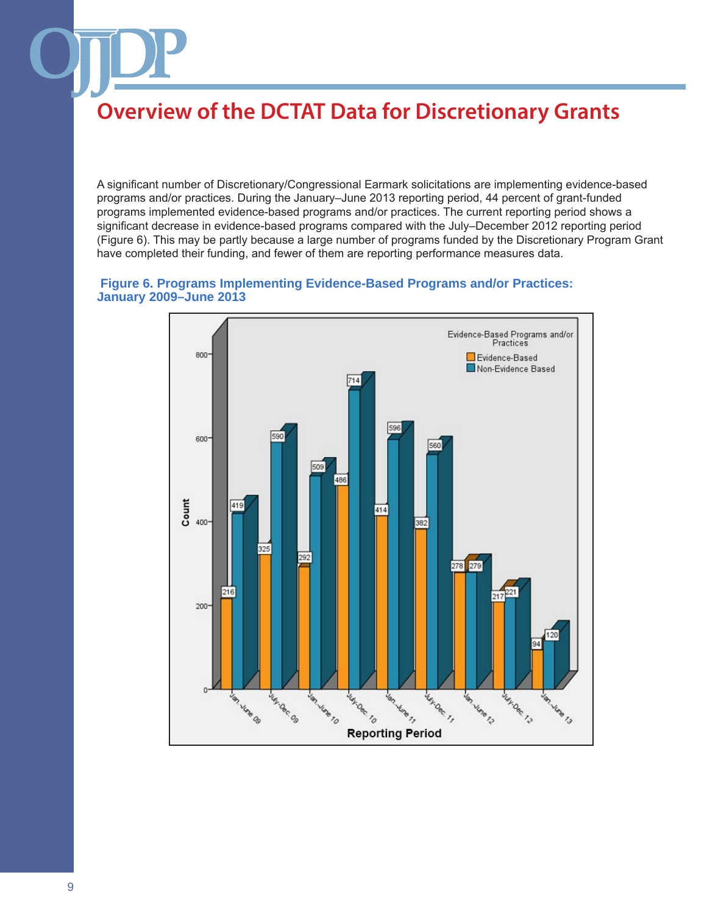# Overview of the DCTAT Data for Discretionary Grants

A significant number of Discretionary/Congressional Earmark solicitations are implementing evidence-based programs and/or practices. During the January–June 2013 reporting period, 44 percent of grant-funded programs implemented evidence-based programs and/or practices. The current reporting period shows a significant decrease in evidence-based programs compared with the July–December 2012 reporting period (Figure 6). This may be partly because a large number of programs funded by the Discretionary Program Grant have completed their funding, and fewer of them are reporting performance measures data.

**Figure 6. Programs Implementing Evidence-Based Programs and/or Practices: January 2009–June 2013**

| Reporting Period | Evidence-Based | Non-Evidence Based |
|---|---|---|
| Jan.-June 09 | 216 | 419 |
| July-Dec. 09 | 325 | 590 |
| Jan.-June 10 | 292 | 509 |
| July-Dec. 10 | 486 | 714 |
| Jan.-June 11 | 414 | 596 |
| July-Dec. 11 | 382 | 560 |
| Jan.-June 12 | 278 | 279 |
| July-Dec. 12 | 217 | 221 |
| Jan.-June 13 | 94 | 120 |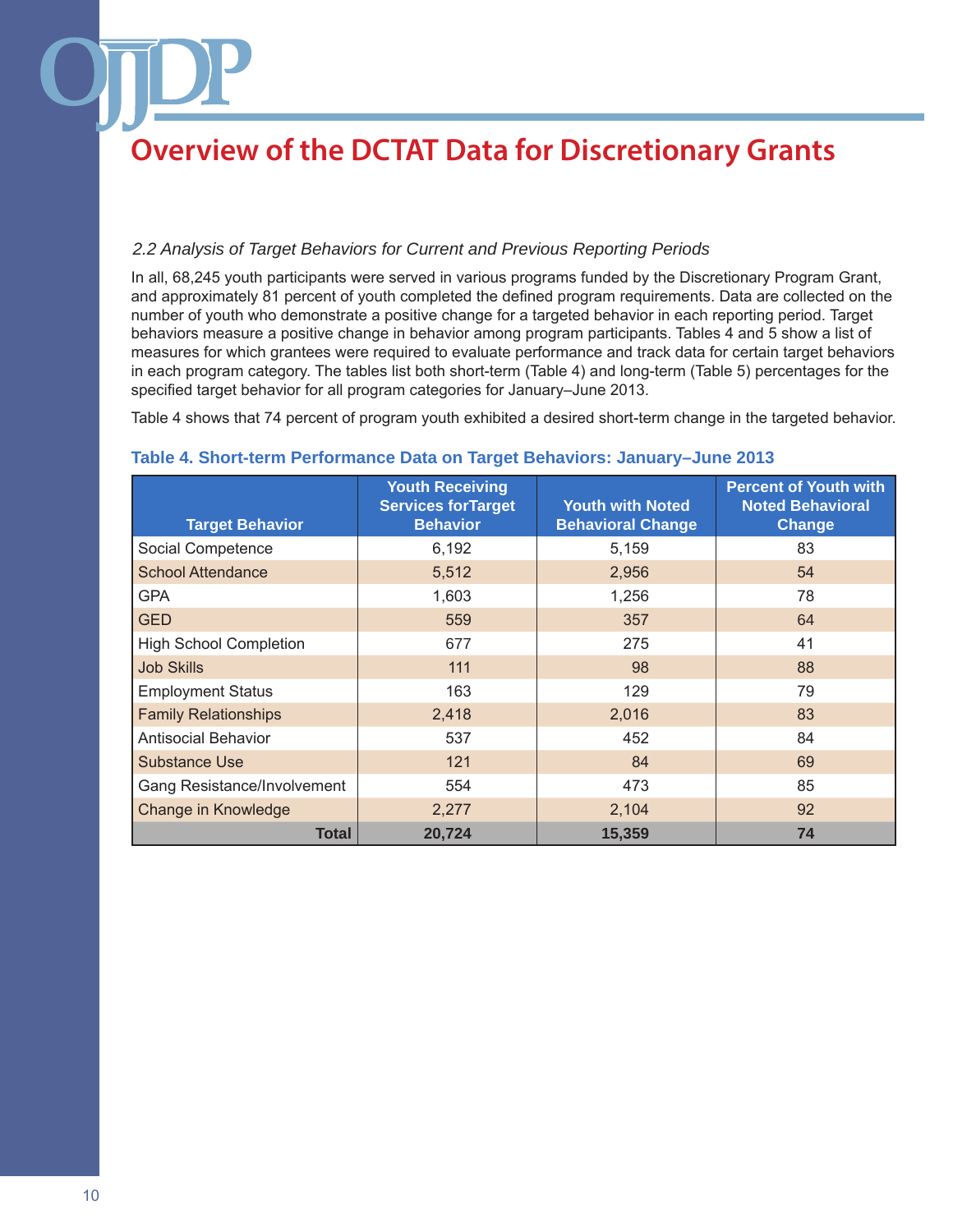# Overview of the DCTAT Data for Discretionary Grants

### *2.2 Analysis of Target Behaviors for Current and Previous Reporting Periods*

In all, 68,245 youth participants were served in various programs funded by the Discretionary Program Grant, and approximately 81 percent of youth completed the defined program requirements. Data are collected on the number of youth who demonstrate a positive change for a targeted behavior in each reporting period. Target behaviors measure a positive change in behavior among program participants. Tables 4 and 5 show a list of measures for which grantees were required to evaluate performance and track data for certain target behaviors in each program category. The tables list both short-term (Table 4) and long-term (Table 5) percentages for the specified target behavior for all program categories for January–June 2013.

Table 4 shows that 74 percent of program youth exhibited a desired short-term change in the targeted behavior.

**Table 4. Short-term Performance Data on Target Behaviors: January–June 2013**

| Target Behavior | Youth Receiving Services forTarget Behavior | Youth with Noted Behavioral Change | Percent of Youth with Noted Behavioral Change |
|---|---|---|---|
| Social Competence | 6,192 | 5,159 | 83 |
| School Attendance | 5,512 | 2,956 | 54 |
| GPA | 1,603 | 1,256 | 78 |
| GED | 559 | 357 | 64 |
| High School Completion | 677 | 275 | 41 |
| Job Skills | 111 | 98 | 88 |
| Employment Status | 163 | 129 | 79 |
| Family Relationships | 2,418 | 2,016 | 83 |
| Antisocial Behavior | 537 | 452 | 84 |
| Substance Use | 121 | 84 | 69 |
| Gang Resistance/Involvement | 554 | 473 | 85 |
| Change in Knowledge | 2,277 | 2,104 | 92 |
| **Total** | **20,724** | **15,359** | **74** |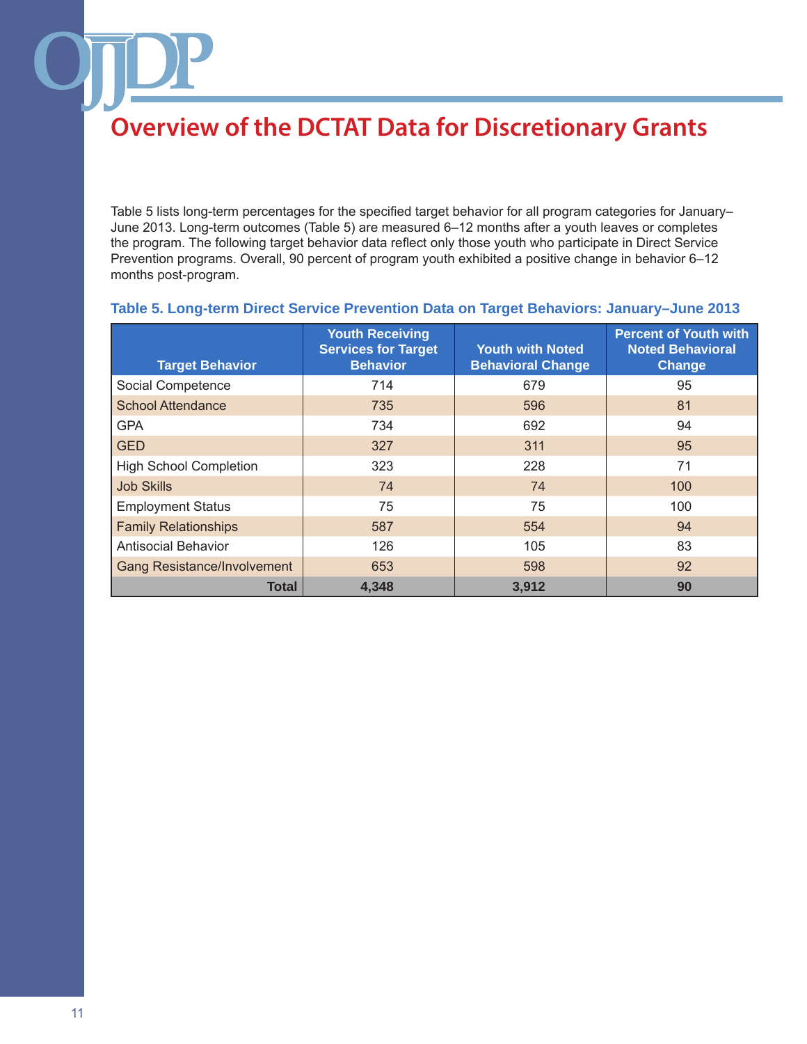# Overview of the DCTAT Data for Discretionary Grants

Table 5 lists long-term percentages for the specified target behavior for all program categories for January–June 2013. Long-term outcomes (Table 5) are measured 6–12 months after a youth leaves or completes the program. The following target behavior data reflect only those youth who participate in Direct Service Prevention programs. Overall, 90 percent of program youth exhibited a positive change in behavior 6–12 months post-program.

**Table 5. Long-term Direct Service Prevention Data on Target Behaviors: January–June 2013**

| Target Behavior | Youth Receiving Services for Target Behavior | Youth with Noted Behavioral Change | Percent of Youth with Noted Behavioral Change |
|---|---|---|---|
| Social Competence | 714 | 679 | 95 |
| School Attendance | 735 | 596 | 81 |
| GPA | 734 | 692 | 94 |
| GED | 327 | 311 | 95 |
| High School Completion | 323 | 228 | 71 |
| Job Skills | 74 | 74 | 100 |
| Employment Status | 75 | 75 | 100 |
| Family Relationships | 587 | 554 | 94 |
| Antisocial Behavior | 126 | 105 | 83 |
| Gang Resistance/Involvement | 653 | 598 | 92 |
| **Total** | **4,348** | **3,912** | **90** |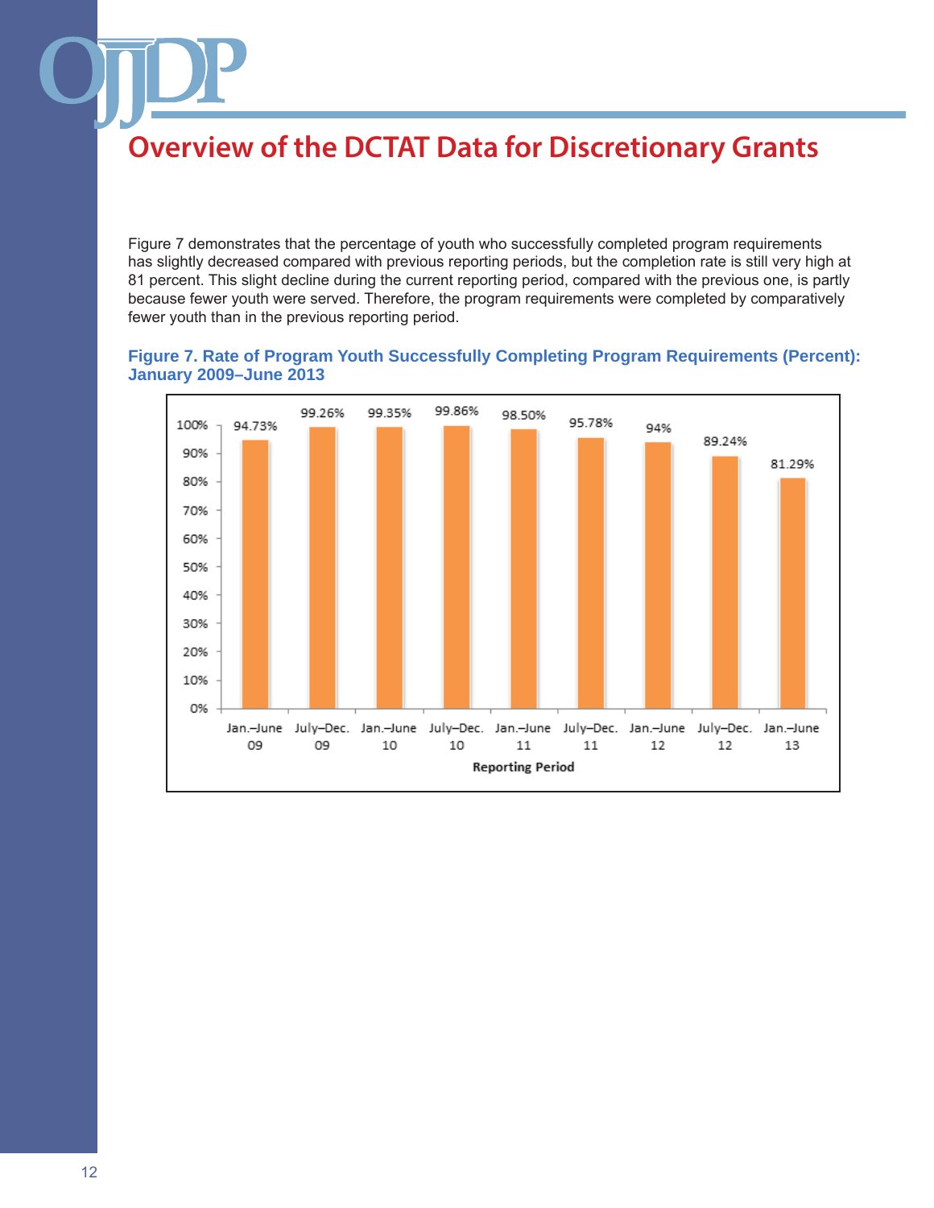## Overview of the DCTAT Data for Discretionary Grants

Figure 7 demonstrates that the percentage of youth who successfully completed program requirements has slightly decreased compared with previous reporting periods, but the completion rate is still very high at 81 percent. This slight decline during the current reporting period, compared with the previous one, is partly because fewer youth were served. Therefore, the program requirements were completed by comparatively fewer youth than in the previous reporting period.

**Figure 7. Rate of Program Youth Successfully Completing Program Requirements (Percent): January 2009–June 2013**

| Reporting Period | Percent |
|---|---|
| Jan.–June 09 | 94.73% |
| July–Dec. 09 | 99.26% |
| Jan.–June 10 | 99.35% |
| July–Dec. 10 | 99.86% |
| Jan.–June 11 | 98.50% |
| July–Dec. 11 | 95.78% |
| Jan.–June 12 | 94% |
| July–Dec. 12 | 89.24% |
| Jan.–June 13 | 81.29% |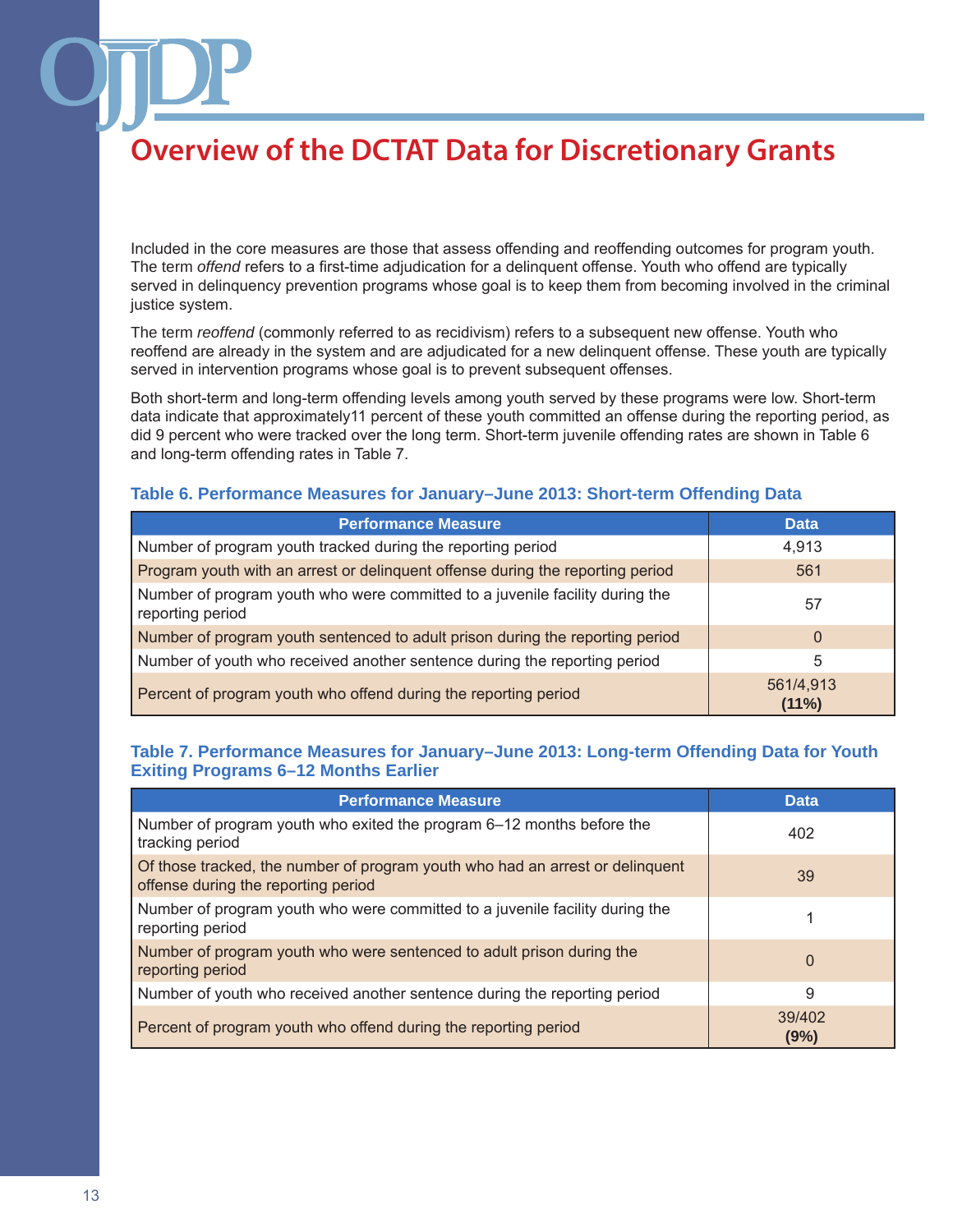# Overview of the DCTAT Data for Discretionary Grants

Included in the core measures are those that assess offending and reoffending outcomes for program youth. The term *offend* refers to a first-time adjudication for a delinquent offense. Youth who offend are typically served in delinquency prevention programs whose goal is to keep them from becoming involved in the criminal justice system.

The term *reoffend* (commonly referred to as recidivism) refers to a subsequent new offense. Youth who reoffend are already in the system and are adjudicated for a new delinquent offense. These youth are typically served in intervention programs whose goal is to prevent subsequent offenses.

Both short-term and long-term offending levels among youth served by these programs were low. Short-term data indicate that approximately11 percent of these youth committed an offense during the reporting period, as did 9 percent who were tracked over the long term. Short-term juvenile offending rates are shown in Table 6 and long-term offending rates in Table 7.

### Table 6. Performance Measures for January–June 2013: Short-term Offending Data

| Performance Measure | Data |
|---|---|
| Number of program youth tracked during the reporting period | 4,913 |
| Program youth with an arrest or delinquent offense during the reporting period | 561 |
| Number of program youth who were committed to a juvenile facility during the reporting period | 57 |
| Number of program youth sentenced to adult prison during the reporting period | 0 |
| Number of youth who received another sentence during the reporting period | 5 |
| Percent of program youth who offend during the reporting period | 561/4,913 **(11%)** |

### Table 7. Performance Measures for January–June 2013: Long-term Offending Data for Youth Exiting Programs 6–12 Months Earlier

| Performance Measure | Data |
|---|---|
| Number of program youth who exited the program 6–12 months before the tracking period | 402 |
| Of those tracked, the number of program youth who had an arrest or delinquent offense during the reporting period | 39 |
| Number of program youth who were committed to a juvenile facility during the reporting period | 1 |
| Number of program youth who were sentenced to adult prison during the reporting period | 0 |
| Number of youth who received another sentence during the reporting period | 9 |
| Percent of program youth who offend during the reporting period | 39/402 **(9%)** |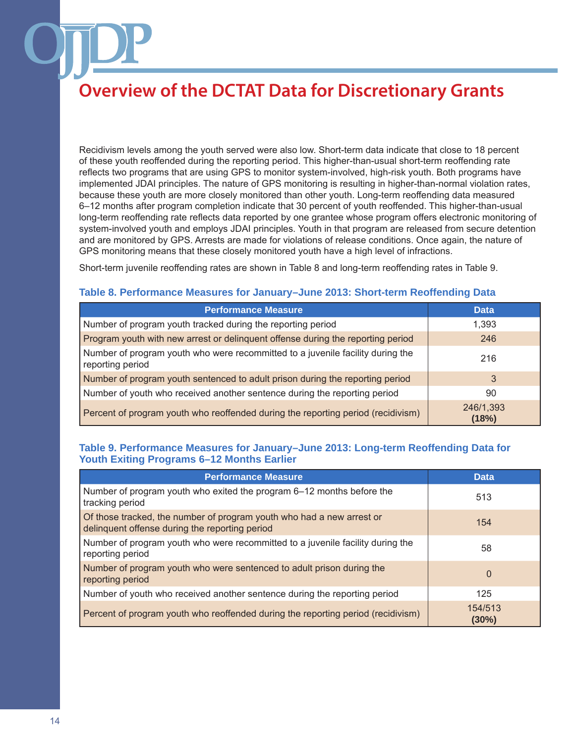# Overview of the DCTAT Data for Discretionary Grants

Recidivism levels among the youth served were also low. Short-term data indicate that close to 18 percent of these youth reoffended during the reporting period. This higher-than-usual short-term reoffending rate reflects two programs that are using GPS to monitor system-involved, high-risk youth. Both programs have implemented JDAI principles. The nature of GPS monitoring is resulting in higher-than-normal violation rates, because these youth are more closely monitored than other youth. Long-term reoffending data measured 6–12 months after program completion indicate that 30 percent of youth reoffended. This higher-than-usual long-term reoffending rate reflects data reported by one grantee whose program offers electronic monitoring of system-involved youth and employs JDAI principles. Youth in that program are released from secure detention and are monitored by GPS. Arrests are made for violations of release conditions. Once again, the nature of GPS monitoring means that these closely monitored youth have a high level of infractions.

Short-term juvenile reoffending rates are shown in Table 8 and long-term reoffending rates in Table 9.

### Table 8. Performance Measures for January–June 2013: Short-term Reoffending Data

| Performance Measure | Data |
|---|---|
| Number of program youth tracked during the reporting period | 1,393 |
| Program youth with new arrest or delinquent offense during the reporting period | 246 |
| Number of program youth who were recommitted to a juvenile facility during the reporting period | 216 |
| Number of program youth sentenced to adult prison during the reporting period | 3 |
| Number of youth who received another sentence during the reporting period | 90 |
| Percent of program youth who reoffended during the reporting period (recidivism) | 246/1,393 **(18%)** |

### Table 9. Performance Measures for January–June 2013: Long-term Reoffending Data for Youth Exiting Programs 6–12 Months Earlier

| Performance Measure | Data |
|---|---|
| Number of program youth who exited the program 6–12 months before the tracking period | 513 |
| Of those tracked, the number of program youth who had a new arrest or delinquent offense during the reporting period | 154 |
| Number of program youth who were recommitted to a juvenile facility during the reporting period | 58 |
| Number of program youth who were sentenced to adult prison during the reporting period | 0 |
| Number of youth who received another sentence during the reporting period | 125 |
| Percent of program youth who reoffended during the reporting period (recidivism) | 154/513 **(30%)** |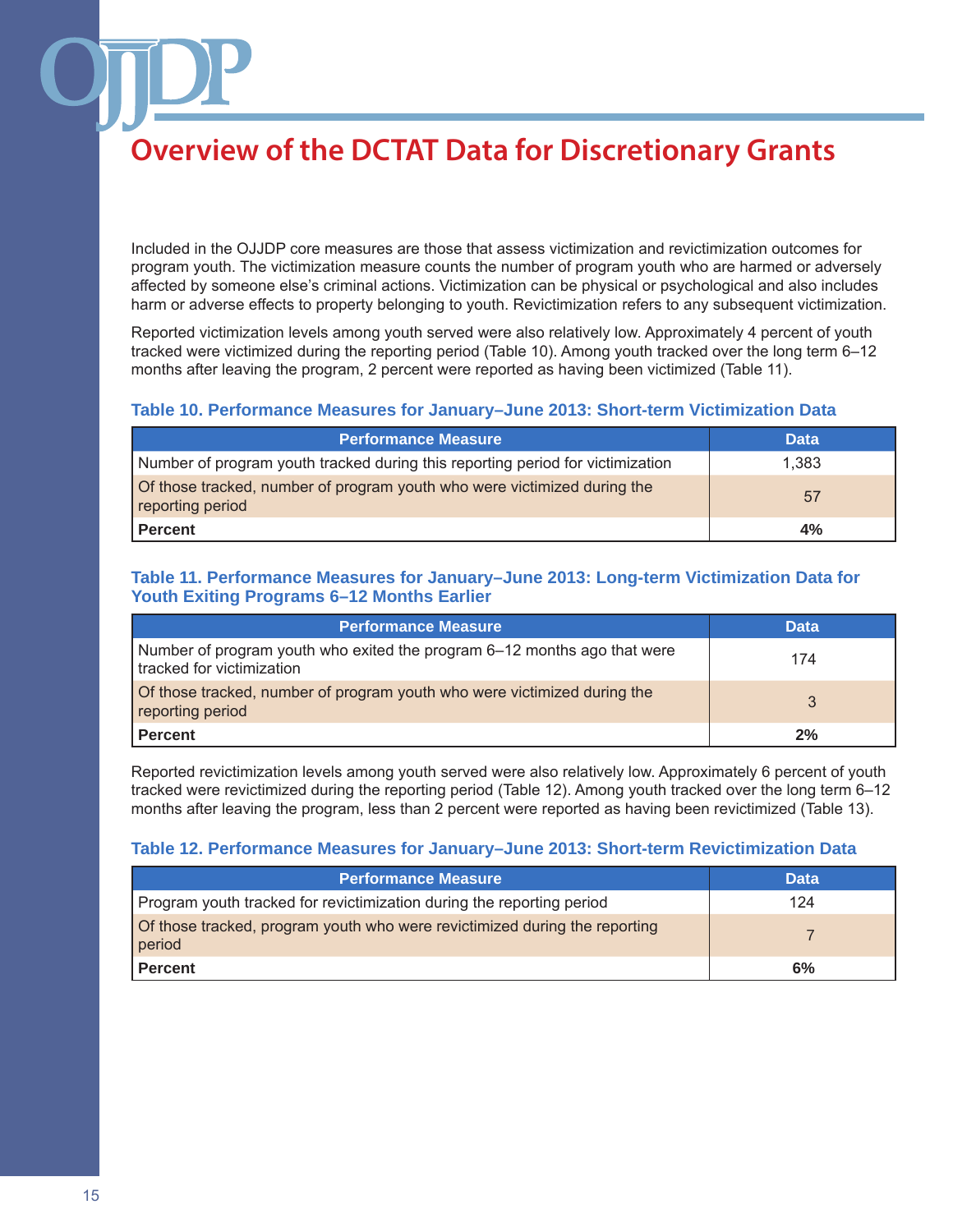# Overview of the DCTAT Data for Discretionary Grants

Included in the OJJDP core measures are those that assess victimization and revictimization outcomes for program youth. The victimization measure counts the number of program youth who are harmed or adversely affected by someone else's criminal actions. Victimization can be physical or psychological and also includes harm or adverse effects to property belonging to youth. Revictimization refers to any subsequent victimization.

Reported victimization levels among youth served were also relatively low. Approximately 4 percent of youth tracked were victimized during the reporting period (Table 10). Among youth tracked over the long term 6–12 months after leaving the program, 2 percent were reported as having been victimized (Table 11).

### Table 10. Performance Measures for January–June 2013: Short-term Victimization Data

| Performance Measure | Data |
| --- | --- |
| Number of program youth tracked during this reporting period for victimization | 1,383 |
| Of those tracked, number of program youth who were victimized during the reporting period | 57 |
| **Percent** | **4%** |

### Table 11. Performance Measures for January–June 2013: Long-term Victimization Data for Youth Exiting Programs 6–12 Months Earlier

| Performance Measure | Data |
| --- | --- |
| Number of program youth who exited the program 6–12 months ago that were tracked for victimization | 174 |
| Of those tracked, number of program youth who were victimized during the reporting period | 3 |
| **Percent** | **2%** |

Reported revictimization levels among youth served were also relatively low. Approximately 6 percent of youth tracked were revictimized during the reporting period (Table 12). Among youth tracked over the long term 6–12 months after leaving the program, less than 2 percent were reported as having been revictimized (Table 13).

### Table 12. Performance Measures for January–June 2013: Short-term Revictimization Data

| Performance Measure | Data |
| --- | --- |
| Program youth tracked for revictimization during the reporting period | 124 |
| Of those tracked, program youth who were revictimized during the reporting period | 7 |
| **Percent** | **6%** |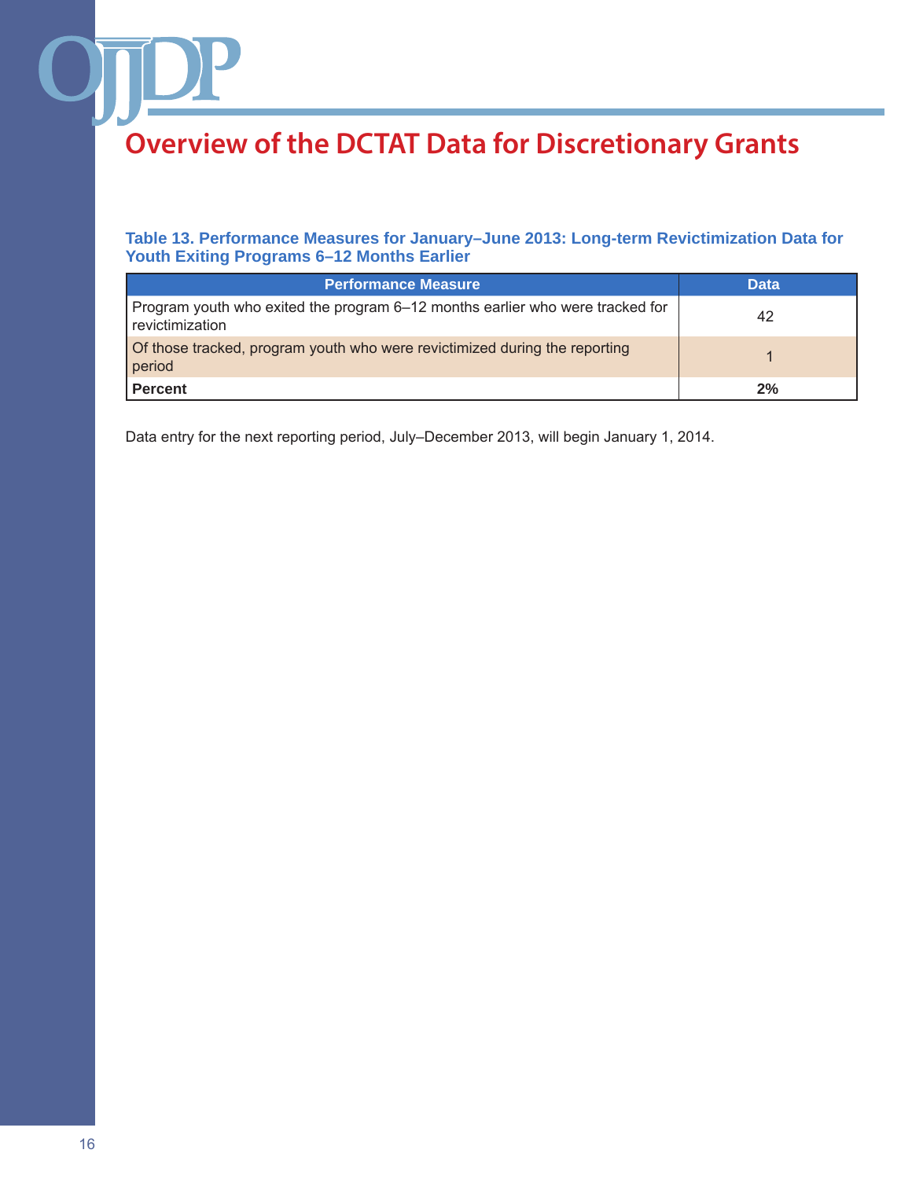# Overview of the DCTAT Data for Discretionary Grants

**Table 13. Performance Measures for January–June 2013: Long-term Revictimization Data for Youth Exiting Programs 6–12 Months Earlier**

| Performance Measure | Data |
|---|---|
| Program youth who exited the program 6–12 months earlier who were tracked for revictimization | 42 |
| Of those tracked, program youth who were revictimized during the reporting period | 1 |
| **Percent** | **2%** |

Data entry for the next reporting period, July–December 2013, will begin January 1, 2014.